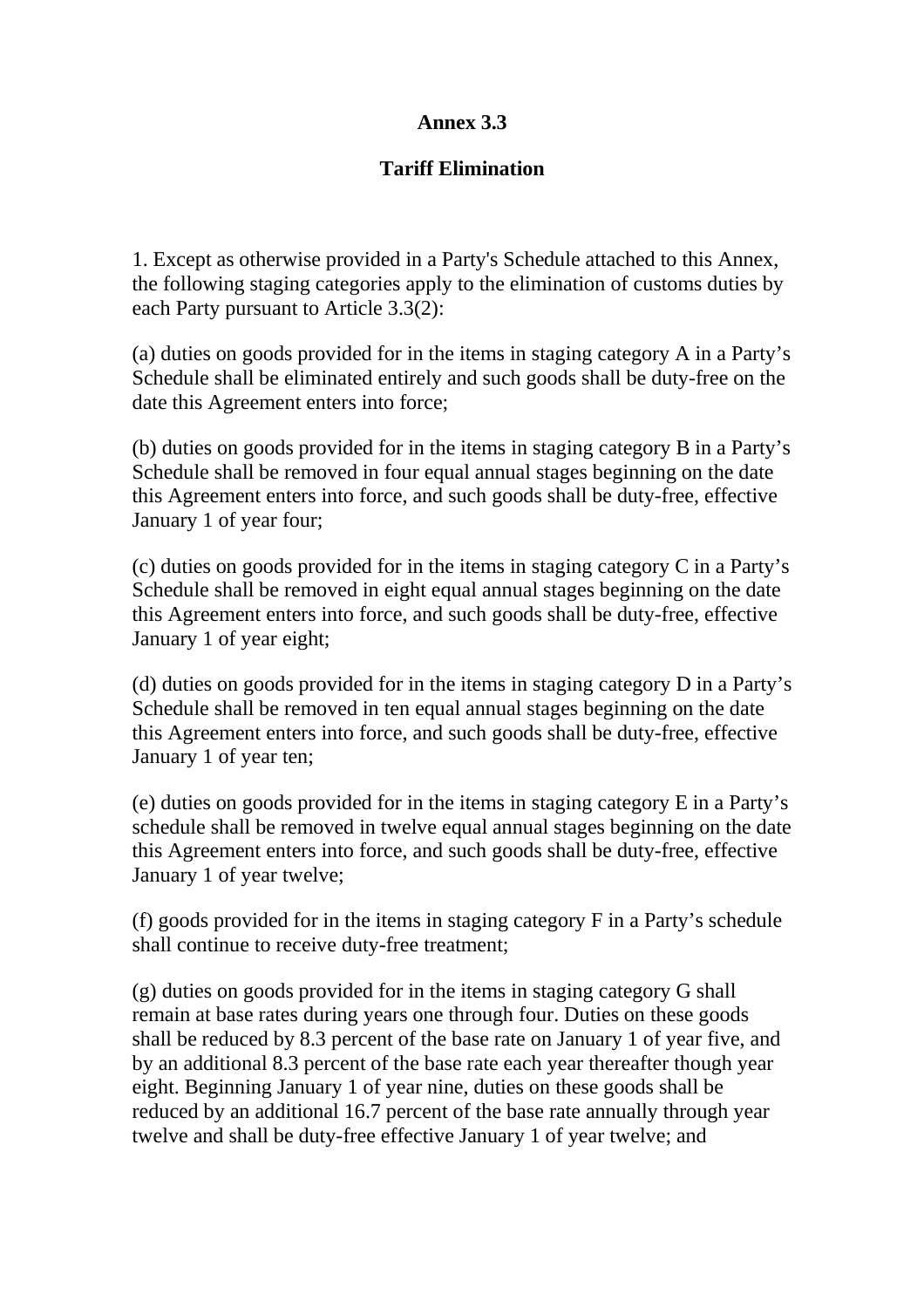# Annex 3.3

## Tariff Elimination

1. Except as otherwise provided in a Party's Schedule attached to this Annex, the following staging categories apply to the elimination of customs duties by each Party pursuant to Article 3.3(2):

(a) duties on goods provided for in the items in staging category A in a Party's Schedule shall be eliminated entirely and such goods shall be duty-free on the date this Agreement enters into force;

(b) duties on goods provided for in the items in staging category B in a Party's Schedule shall be removed in four equal annual stages beginning on the date this Agreement enters into force, and such goods shall be duty-free, effective January 1 of year four;

(c) duties on goods provided for in the items in staging category C in a Party's Schedule shall be removed in eight equal annual stages beginning on the date this Agreement enters into force, and such goods shall be duty-free, effective January 1 of year eight;

(d) duties on goods provided for in the items in staging category D in a Party's Schedule shall be removed in ten equal annual stages beginning on the date this Agreement enters into force, and such goods shall be duty-free, effective January 1 of year ten;

(e) duties on goods provided for in the items in staging category E in a Party's schedule shall be removed in twelve equal annual stages beginning on the date this Agreement enters into force, and such goods shall be duty-free, effective January 1 of year twelve;

(f) goods provided for in the items in staging category F in a Party's schedule shall continue to receive duty-free treatment;

(g) duties on goods provided for in the items in staging category G shall remain at base rates during years one through four. Duties on these goods shall be reduced by 8.3 percent of the base rate on January 1 of year five, and by an additional 8.3 percent of the base rate each year thereafter though year eight. Beginning January 1 of year nine, duties on these goods shall be reduced by an additional 16.7 percent of the base rate annually through year twelve and shall be duty-free effective January 1 of year twelve; and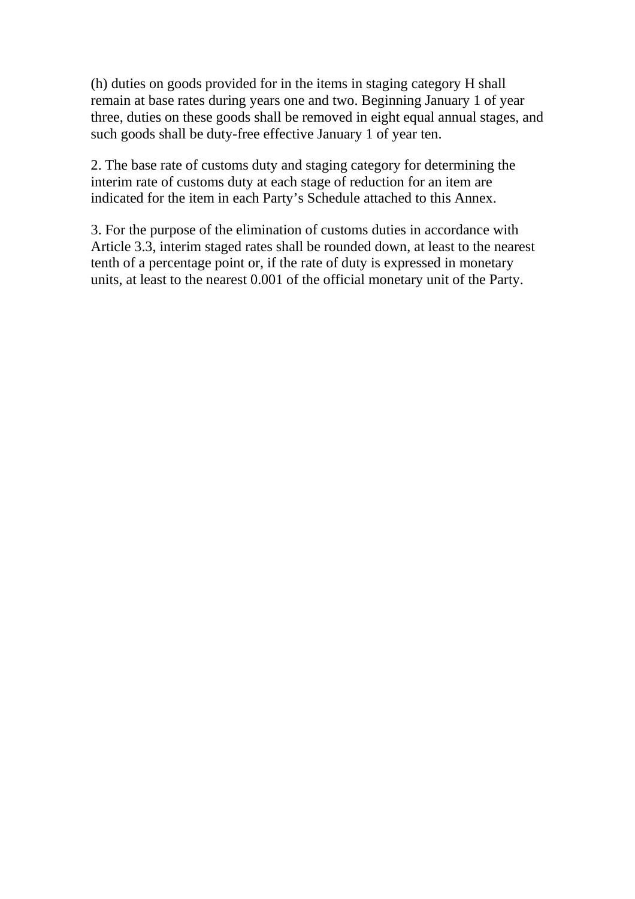(h) duties on goods provided for in the items in staging category H shall remain at base rates during years one and two. Beginning January 1 of year three, duties on these goods shall be removed in eight equal annual stages, and such goods shall be duty-free effective January 1 of year ten.

2. The base rate of customs duty and staging category for determining the interim rate of customs duty at each stage of reduction for an item are indicated for the item in each Party's Schedule attached to this Annex.

3. For the purpose of the elimination of customs duties in accordance with Article 3.3, interim staged rates shall be rounded down, at least to the nearest tenth of a percentage point or, if the rate of duty is expressed in monetary units, at least to the nearest 0.001 of the official monetary unit of the Party.